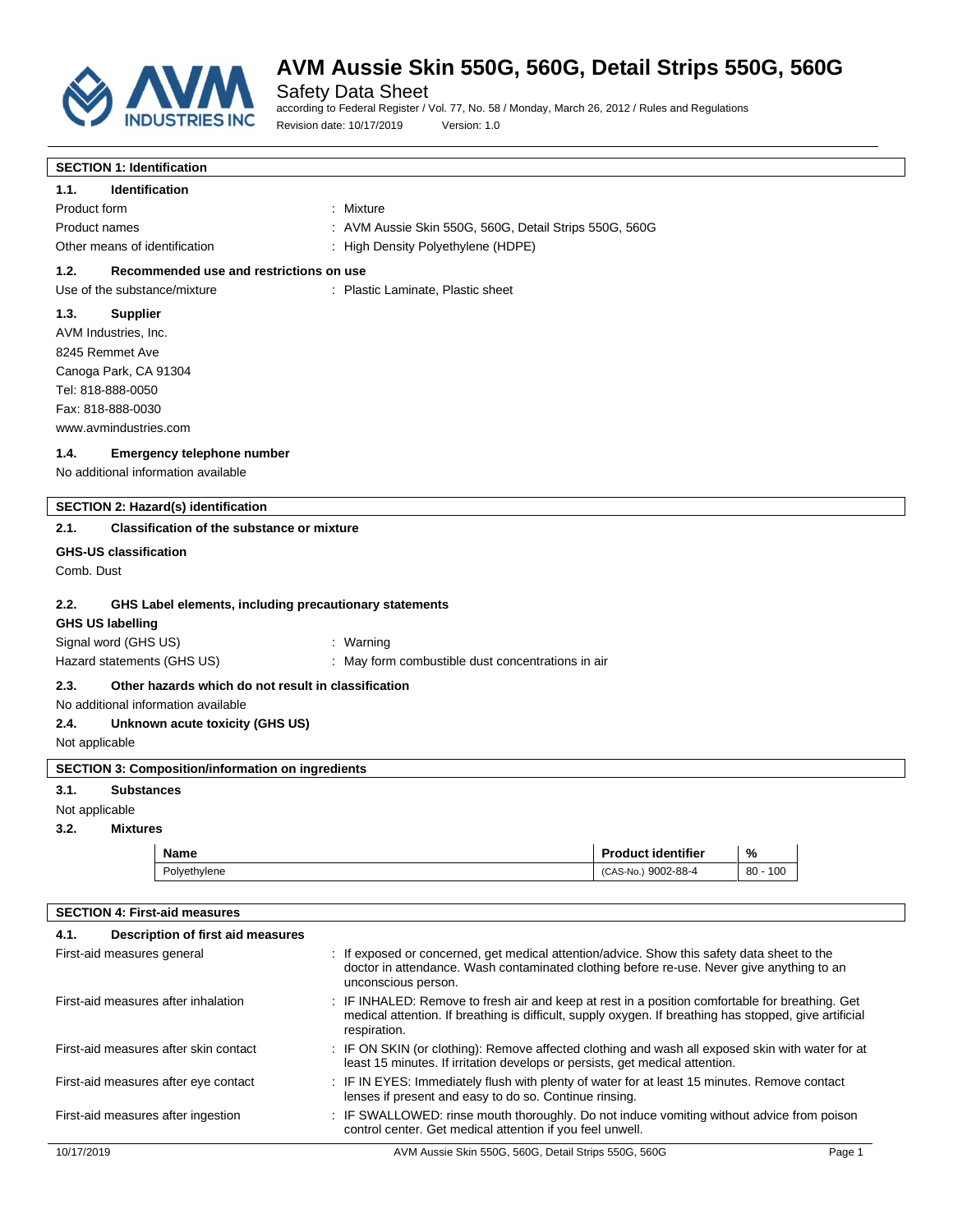# AVM Aussie Skin 550G, 560G, Detail Strips 550G, 560G

Safety Data Sheet

according to Federal Register / Vol. 77, No. 58 / Monday, March 26, 2012 / Rules and Regulations

Revision date: 10/17/2019 Version: 1.0

## SECTION 1: Identification

### 1.1. Identification

Product form : Mixture

Product names : AVM Aussie Skin 550G, 560G, Detail Strips 550G, 560G

Other means of identification : High Density Polyethylene (HDPE)

### 1.2. Recommended use and restrictions on use

Use of the substance/mixture : Plastic Laminate, Plastic sheet

### 1.3. Supplier

AVM Industries, Inc.
8245 Remmet Ave
Canoga Park, CA 91304
Tel: 818-888-0050
Fax: 818-888-0030
www.avmindustries.com

### 1.4. Emergency telephone number

No additional information available

## SECTION 2: Hazard(s) identification

### 2.1. Classification of the substance or mixture

**GHS-US classification**

Comb. Dust

### 2.2. GHS Label elements, including precautionary statements

**GHS US labelling**

Signal word (GHS US) : Warning

Hazard statements (GHS US) : May form combustible dust concentrations in air

### 2.3. Other hazards which do not result in classification

No additional information available

### 2.4. Unknown acute toxicity (GHS US)

Not applicable

## SECTION 3: Composition/information on ingredients

### 3.1. Substances

Not applicable

### 3.2. Mixtures

| Name | Product identifier | % |
|---|---|---|
| Polyethylene | (CAS-No.) 9002-88-4 | 80 - 100 |

## SECTION 4: First-aid measures

### 4.1. Description of first aid measures

First-aid measures general : If exposed or concerned, get medical attention/advice. Show this safety data sheet to the doctor in attendance. Wash contaminated clothing before re-use. Never give anything to an unconscious person.

First-aid measures after inhalation : IF INHALED: Remove to fresh air and keep at rest in a position comfortable for breathing. Get medical attention. If breathing is difficult, supply oxygen. If breathing has stopped, give artificial respiration.

First-aid measures after skin contact : IF ON SKIN (or clothing): Remove affected clothing and wash all exposed skin with water for at least 15 minutes. If irritation develops or persists, get medical attention.

First-aid measures after eye contact : IF IN EYES: Immediately flush with plenty of water for at least 15 minutes. Remove contact lenses if present and easy to do so. Continue rinsing.

First-aid measures after ingestion : IF SWALLOWED: rinse mouth thoroughly. Do not induce vomiting without advice from poison control center. Get medical attention if you feel unwell.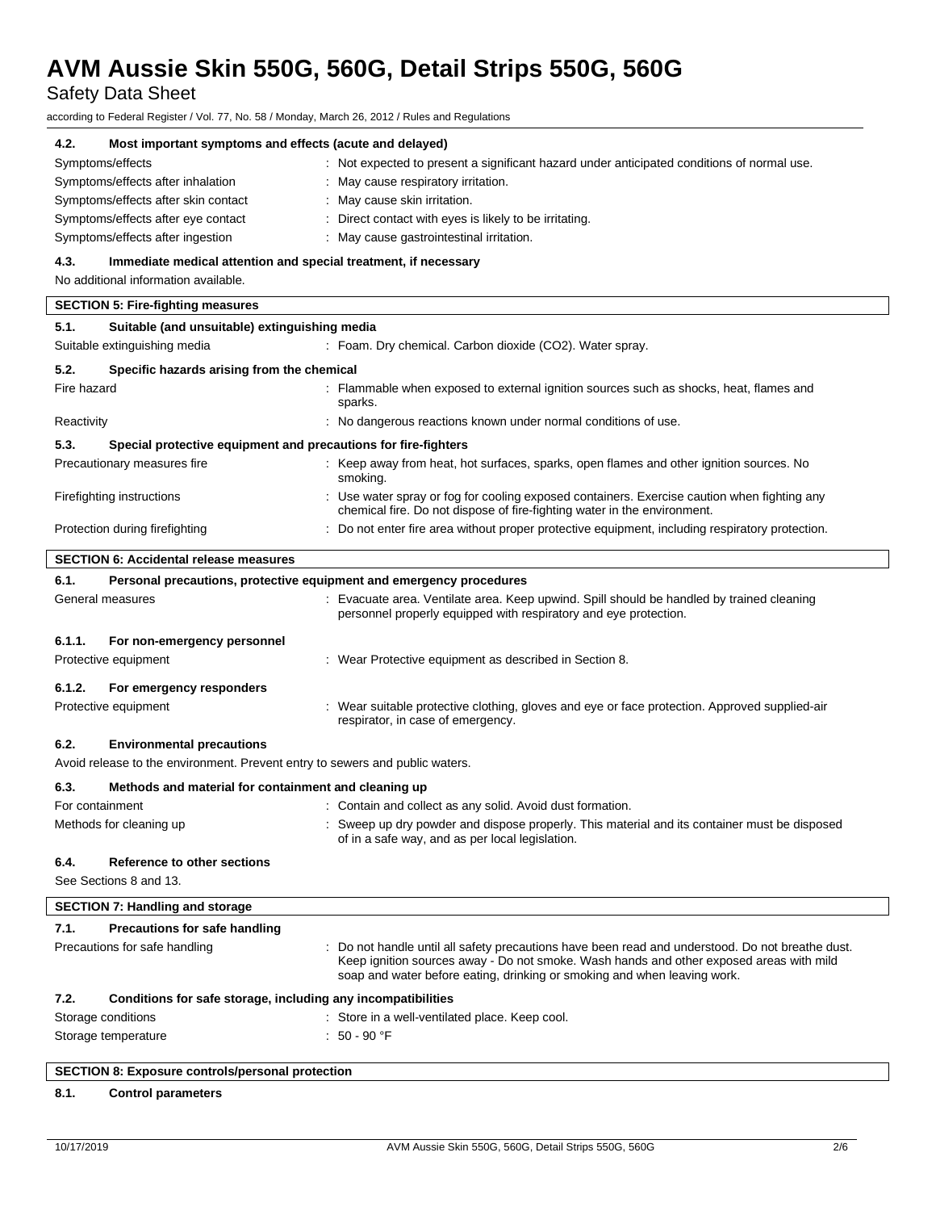### 4.2. Most important symptoms and effects (acute and delayed)

| | |
|---|---|
| Symptoms/effects | : Not expected to present a significant hazard under anticipated conditions of normal use. |
| Symptoms/effects after inhalation | : May cause respiratory irritation. |
| Symptoms/effects after skin contact | : May cause skin irritation. |
| Symptoms/effects after eye contact | : Direct contact with eyes is likely to be irritating. |
| Symptoms/effects after ingestion | : May cause gastrointestinal irritation. |

### 4.3. Immediate medical attention and special treatment, if necessary

No additional information available.

## SECTION 5: Fire-fighting measures

### 5.1. Suitable (and unsuitable) extinguishing media

| | |
|---|---|
| Suitable extinguishing media | : Foam. Dry chemical. Carbon dioxide ($CO_2$). Water spray. |

### 5.2. Specific hazards arising from the chemical

| | |
|---|---|
| Fire hazard | : Flammable when exposed to external ignition sources such as shocks, heat, flames and sparks. |
| Reactivity | : No dangerous reactions known under normal conditions of use. |

### 5.3. Special protective equipment and precautions for fire-fighters

| | |
|---|---|
| Precautionary measures fire | : Keep away from heat, hot surfaces, sparks, open flames and other ignition sources. No smoking. |
| Firefighting instructions | : Use water spray or fog for cooling exposed containers. Exercise caution when fighting any chemical fire. Do not dispose of fire-fighting water in the environment. |
| Protection during firefighting | : Do not enter fire area without proper protective equipment, including respiratory protection. |

## SECTION 6: Accidental release measures

### 6.1. Personal precautions, protective equipment and emergency procedures

| | |
|---|---|
| General measures | : Evacuate area. Ventilate area. Keep upwind. Spill should be handled by trained cleaning personnel properly equipped with respiratory and eye protection. |

#### 6.1.1. For non-emergency personnel

| | |
|---|---|
| Protective equipment | : Wear Protective equipment as described in Section 8. |

#### 6.1.2. For emergency responders

| | |
|---|---|
| Protective equipment | : Wear suitable protective clothing, gloves and eye or face protection. Approved supplied-air respirator, in case of emergency. |

### 6.2. Environmental precautions

Avoid release to the environment. Prevent entry to sewers and public waters.

### 6.3. Methods and material for containment and cleaning up

| | |
|---|---|
| For containment | : Contain and collect as any solid. Avoid dust formation. |
| Methods for cleaning up | : Sweep up dry powder and dispose properly. This material and its container must be disposed of in a safe way, and as per local legislation. |

### 6.4. Reference to other sections

See Sections 8 and 13.

## SECTION 7: Handling and storage

### 7.1. Precautions for safe handling

| | |
|---|---|
| Precautions for safe handling | : Do not handle until all safety precautions have been read and understood. Do not breathe dust. Keep ignition sources away - Do not smoke. Wash hands and other exposed areas with mild soap and water before eating, drinking or smoking and when leaving work. |

### 7.2. Conditions for safe storage, including any incompatibilities

| | |
|---|---|
| Storage conditions | : Store in a well-ventilated place. Keep cool. |
| Storage temperature | : 50 - 90 °F |

## SECTION 8: Exposure controls/personal protection

### 8.1. Control parameters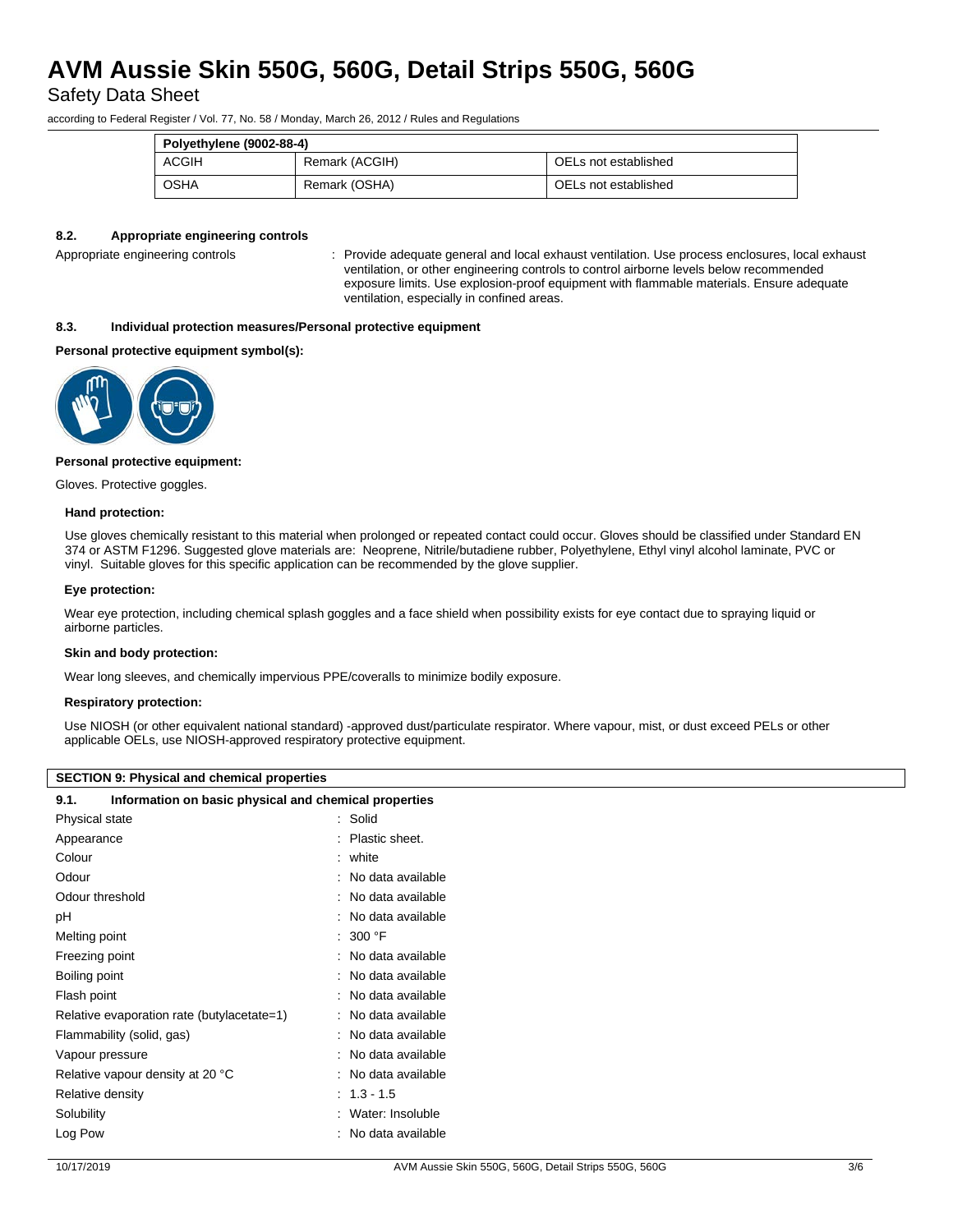| Polyethylene (9002-88-4) | | |
|---|---|---|
| ACGIH | Remark (ACGIH) | OELs not established |
| OSHA | Remark (OSHA) | OELs not established |

#### 8.2. Appropriate engineering controls

Appropriate engineering controls : Provide adequate general and local exhaust ventilation. Use process enclosures, local exhaust ventilation, or other engineering controls to control airborne levels below recommended exposure limits. Use explosion-proof equipment with flammable materials. Ensure adequate ventilation, especially in confined areas.

#### 8.3. Individual protection measures/Personal protective equipment

**Personal protective equipment symbol(s):**

**Personal protective equipment:**

Gloves. Protective goggles.

**Hand protection:**

Use gloves chemically resistant to this material when prolonged or repeated contact could occur. Gloves should be classified under Standard EN 374 or ASTM F1296. Suggested glove materials are: Neoprene, Nitrile/butadiene rubber, Polyethylene, Ethyl vinyl alcohol laminate, PVC or vinyl. Suitable gloves for this specific application can be recommended by the glove supplier.

**Eye protection:**

Wear eye protection, including chemical splash goggles and a face shield when possibility exists for eye contact due to spraying liquid or airborne particles.

**Skin and body protection:**

Wear long sleeves, and chemically impervious PPE/coveralls to minimize bodily exposure.

**Respiratory protection:**

Use NIOSH (or other equivalent national standard) -approved dust/particulate respirator. Where vapour, mist, or dust exceed PELs or other applicable OELs, use NIOSH-approved respiratory protective equipment.

## SECTION 9: Physical and chemical properties

#### 9.1. Information on basic physical and chemical properties

| | |
|---|---|
| Physical state | : Solid |
| Appearance | : Plastic sheet. |
| Colour | : white |
| Odour | : No data available |
| Odour threshold | : No data available |
| pH | : No data available |
| Melting point | : 300 °F |
| Freezing point | : No data available |
| Boiling point | : No data available |
| Flash point | : No data available |
| Relative evaporation rate (butylacetate=1) | : No data available |
| Flammability (solid, gas) | : No data available |
| Vapour pressure | : No data available |
| Relative vapour density at 20 °C | : No data available |
| Relative density | : 1.3 - 1.5 |
| Solubility | : Water: Insoluble |
| Log Pow | : No data available |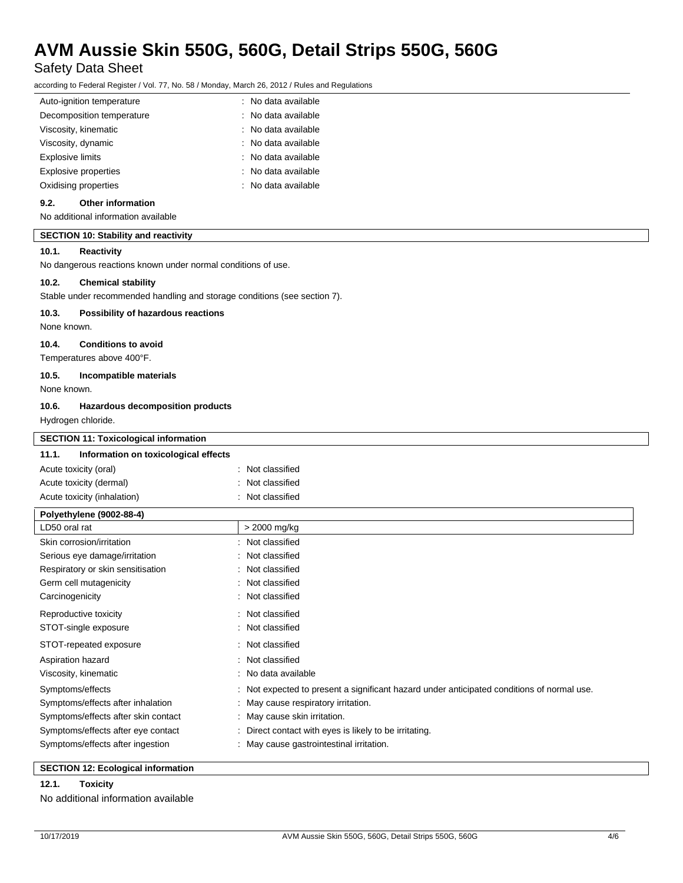| | |
|---|---|
| Auto-ignition temperature | : No data available |
| Decomposition temperature | : No data available |
| Viscosity, kinematic | : No data available |
| Viscosity, dynamic | : No data available |
| Explosive limits | : No data available |
| Explosive properties | : No data available |
| Oxidising properties | : No data available |

### 9.2. Other information

No additional information available

## SECTION 10: Stability and reactivity

### 10.1. Reactivity

No dangerous reactions known under normal conditions of use.

### 10.2. Chemical stability

Stable under recommended handling and storage conditions (see section 7).

### 10.3. Possibility of hazardous reactions

None known.

### 10.4. Conditions to avoid

Temperatures above 400°F.

### 10.5. Incompatible materials

None known.

### 10.6. Hazardous decomposition products

Hydrogen chloride.

## SECTION 11: Toxicological information

### 11.1. Information on toxicological effects

| | |
|---|---|
| Acute toxicity (oral) | : Not classified |
| Acute toxicity (dermal) | : Not classified |
| Acute toxicity (inhalation) | : Not classified |

| Polyethylene (9002-88-4) | |
|---|---|
| LD50 oral rat | > 2000 mg/kg |

| | |
|---|---|
| Skin corrosion/irritation | : Not classified |
| Serious eye damage/irritation | : Not classified |
| Respiratory or skin sensitisation | : Not classified |
| Germ cell mutagenicity | : Not classified |
| Carcinogenicity | : Not classified |
| Reproductive toxicity | : Not classified |
| STOT-single exposure | : Not classified |
| STOT-repeated exposure | : Not classified |
| Aspiration hazard | : Not classified |
| Viscosity, kinematic | : No data available |
| Symptoms/effects | : Not expected to present a significant hazard under anticipated conditions of normal use. |
| Symptoms/effects after inhalation | : May cause respiratory irritation. |
| Symptoms/effects after skin contact | : May cause skin irritation. |
| Symptoms/effects after eye contact | : Direct contact with eyes is likely to be irritating. |
| Symptoms/effects after ingestion | : May cause gastrointestinal irritation. |

## SECTION 12: Ecological information

### 12.1. Toxicity

No additional information available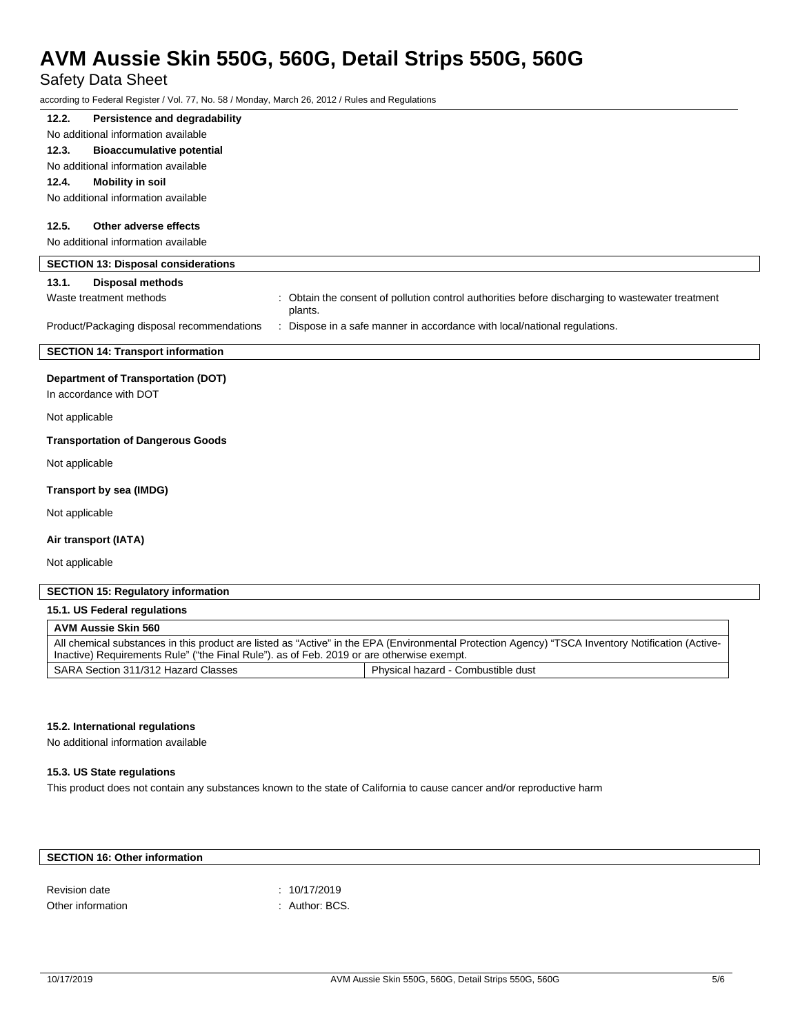#### 12.2. Persistence and degradability

No additional information available

#### 12.3. Bioaccumulative potential

No additional information available

#### 12.4. Mobility in soil

No additional information available

#### 12.5. Other adverse effects

No additional information available

## SECTION 13: Disposal considerations

#### 13.1. Disposal methods

Waste treatment methods : Obtain the consent of pollution control authorities before discharging to wastewater treatment plants.

Product/Packaging disposal recommendations : Dispose in a safe manner in accordance with local/national regulations.

## SECTION 14: Transport information

**Department of Transportation (DOT)**

In accordance with DOT

Not applicable

**Transportation of Dangerous Goods**

Not applicable

**Transport by sea (IMDG)**

Not applicable

**Air transport (IATA)**

Not applicable

## SECTION 15: Regulatory information

#### 15.1. US Federal regulations

| **AVM Aussie Skin 560** | |
|---|---|
| All chemical substances in this product are listed as "Active" in the EPA (Environmental Protection Agency) "TSCA Inventory Notification (Active-Inactive) Requirements Rule" ("the Final Rule"). as of Feb. 2019 or are otherwise exempt. | |
| SARA Section 311/312 Hazard Classes | Physical hazard - Combustible dust |

#### 15.2. International regulations

No additional information available

#### 15.3. US State regulations

This product does not contain any substances known to the state of California to cause cancer and/or reproductive harm

## SECTION 16: Other information

Revision date : 10/17/2019

Other information : Author: BCS.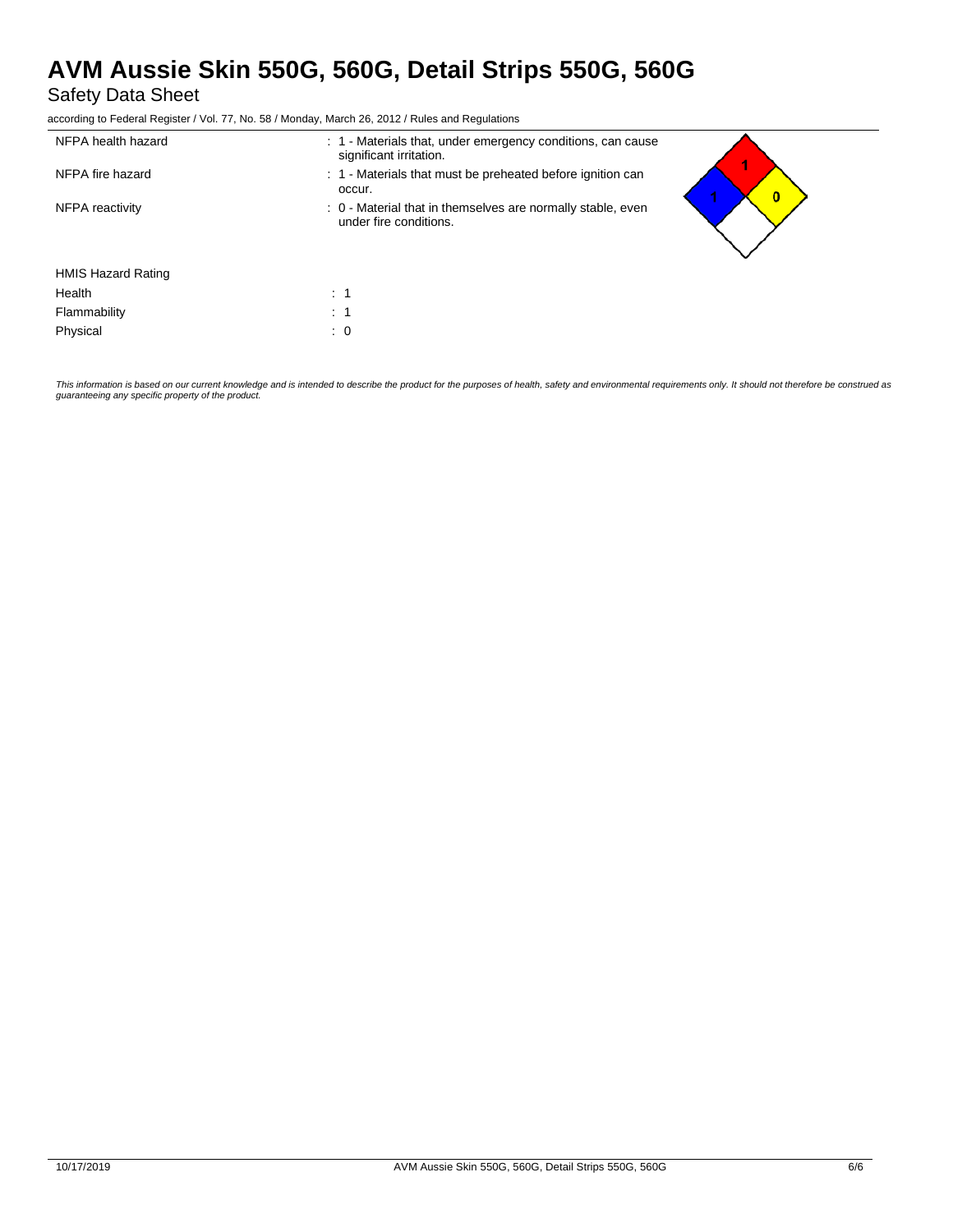| | |
|---|---|
| NFPA health hazard | : 1 - Materials that, under emergency conditions, can cause significant irritation. |
| NFPA fire hazard | : 1 - Materials that must be preheated before ignition can occur. |
| NFPA reactivity | : 0 - Material that in themselves are normally stable, even under fire conditions. |

1
1
0

HMIS Hazard Rating

| | |
|---|---|
| Health | : 1 |
| Flammability | : 1 |
| Physical | : 0 |

*This information is based on our current knowledge and is intended to describe the product for the purposes of health, safety and environmental requirements only. It should not therefore be construed as guaranteeing any specific property of the product.*